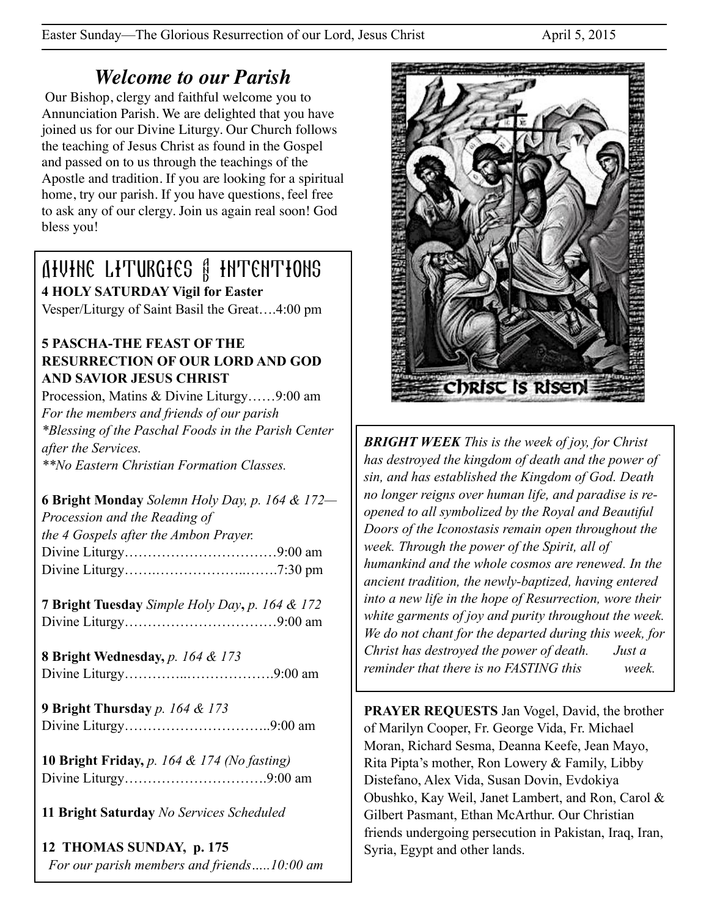# *Welcome to our Parish*

Our Bishop, clergy and faithful welcome you to Annunciation Parish. We are delighted that you have joined us for our Divine Liturgy. Our Church follows the teaching of Jesus Christ as found in the Gospel and passed on to us through the teachings of the Apostle and tradition. If you are looking for a spiritual home, try our parish. If you have questions, feel free to ask any of our clergy. Join us again real soon! God bless you!

## Divine Liturgies and Intentions

**4 HOLY SATURDAY Vigil for Easter**
Vesper/Liturgy of Saint Basil the Great….4:00 pm

**5 PASCHA-THE FEAST OF THE RESURRECTION OF OUR LORD AND GOD AND SAVIOR JESUS CHRIST**
Procession, Matins & Divine Liturgy……9:00 am
*For the members and friends of our parish*
*\*Blessing of the Paschal Foods in the Parish Center after the Services.*
*\*\*No Eastern Christian Formation Classes.*

**6 Bright Monday** *Solemn Holy Day, p. 164 & 172—Procession and the Reading of the 4 Gospels after the Ambon Prayer.*
Divine Liturgy……………………………9:00 am
Divine Liturgy……..…………………..…….7:30 pm

**7 Bright Tuesday** *Simple Holy Day*, *p. 164 & 172*
Divine Liturgy……………………………9:00 am

**8 Bright Wednesday,** *p. 164 & 173*
Divine Liturgy…………..……………….9:00 am

**9 Bright Thursday** *p. 164 & 173*
Divine Liturgy…………………………..9:00 am

**10 Bright Friday,** *p. 164 & 174 (No fasting)*
Divine Liturgy………………………….9:00 am

**11 Bright Saturday** *No Services Scheduled*

**12 THOMAS SUNDAY, p. 175**
*For our parish members and friends…..10:00 am*

***BRIGHT WEEK*** *This is the week of joy, for Christ has destroyed the kingdom of death and the power of sin, and has established the Kingdom of God. Death no longer reigns over human life, and paradise is re-opened to all symbolized by the Royal and Beautiful Doors of the Iconostasis remain open throughout the week. Through the power of the Spirit, all of humankind and the whole cosmos are renewed. In the ancient tradition, the newly-baptized, having entered into a new life in the hope of Resurrection, wore their white garments of joy and purity throughout the week. We do not chant for the departed during this week, for Christ has destroyed the power of death. Just a reminder that there is no FASTING this week.*

**PRAYER REQUESTS** Jan Vogel, David, the brother of Marilyn Cooper, Fr. George Vida, Fr. Michael Moran, Richard Sesma, Deanna Keefe, Jean Mayo, Rita Pipta's mother, Ron Lowery & Family, Libby Distefano, Alex Vida, Susan Dovin, Evdokiya Obushko, Kay Weil, Janet Lambert, and Ron, Carol & Gilbert Pasmant, Ethan McArthur. Our Christian friends undergoing persecution in Pakistan, Iraq, Iran, Syria, Egypt and other lands.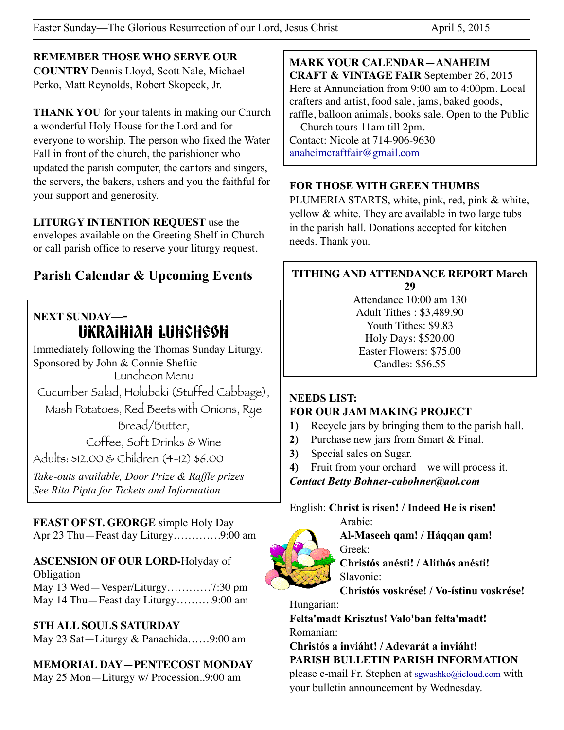**REMEMBER THOSE WHO SERVE OUR COUNTRY** Dennis Lloyd, Scott Nale, Michael Perko, Matt Reynolds, Robert Skopeck, Jr.

**THANK YOU** for your talents in making our Church a wonderful Holy House for the Lord and for everyone to worship. The person who fixed the Water Fall in front of the church, the parishioner who updated the parish computer, the cantors and singers, the servers, the bakers, ushers and you the faithful for your support and generosity.

**LITURGY INTENTION REQUEST** use the envelopes available on the Greeting Shelf in Church or call parish office to reserve your liturgy request.

## Parish Calendar & Upcoming Events

**NEXT SUNDAY—-**

### UKRAINIAN LUNCHEON

Immediately following the Thomas Sunday Liturgy.
Sponsored by John & Connie Sheftic

Luncheon Menu

Cucumber Salad, Holubcki (Stuffed Cabbage), Mash Potatoes, Red Beets with Onions, Rye Bread/Butter,
Coffee, Soft Drinks & Wine

Adults: $12.00 & Children (4-12) $6.00

*Take-outs available, Door Prize & Raffle prizes*
*See Rita Pipta for Tickets and Information*

**FEAST OF ST. GEORGE** simple Holy Day
Apr 23 Thu—Feast day Liturgy…………9:00 am

**ASCENSION OF OUR LORD-**Holyday of Obligation
May 13 Wed—Vesper/Liturgy…………7:30 pm
May 14 Thu—Feast day Liturgy……….9:00 am

**5TH ALL SOULS SATURDAY**
May 23 Sat—Liturgy & Panachida……9:00 am

**MEMORIAL DAY—PENTECOST MONDAY**
May 25 Mon—Liturgy w/ Procession..9:00 am

**MARK YOUR CALENDAR—ANAHEIM CRAFT & VINTAGE FAIR** September 26, 2015
Here at Annunciation from 9:00 am to 4:00pm. Local crafters and artist, food sale, jams, baked goods, raffle, balloon animals, books sale. Open to the Public—Church tours 11am till 2pm.
Contact: Nicole at 714-906-9630
anaheimcraftfair@gmail.com

**FOR THOSE WITH GREEN THUMBS**
PLUMERIA STARTS, white, pink, red, pink & white, yellow & white. They are available in two large tubs in the parish hall. Donations accepted for kitchen needs. Thank you.

**TITHING AND ATTENDANCE REPORT March 29**

Attendance 10:00 am 130
Adult Tithes : $3,489.90
Youth Tithes: $9.83
Holy Days: $520.00
Easter Flowers: $75.00
Candles: $56.55

**NEEDS LIST:**
**FOR OUR JAM MAKING PROJECT**

1) Recycle jars by bringing them to the parish hall.
2) Purchase new jars from Smart & Final.
3) Special sales on Sugar.
4) Fruit from your orchard—we will process it.

***Contact Betty Bohner-cabohner@aol.com***

English: **Christ is risen! / Indeed He is risen!**
Arabic:
**Al-Maseeh qam! / Háqqan qam!**
Greek:
**Christós anésti! / Alithós anésti!**
Slavonic:
**Christós voskrése! / Vo-ístinu voskrése!**
Hungarian:
**Felta'madt Krisztus! Valo'ban felta'madt!**
Romanian:
**Christós a inviáht! / Adevarát a inviáht!**

**PARISH BULLETIN PARISH INFORMATION**
please e-mail Fr. Stephen at sgwashko@icloud.com with your bulletin announcement by Wednesday.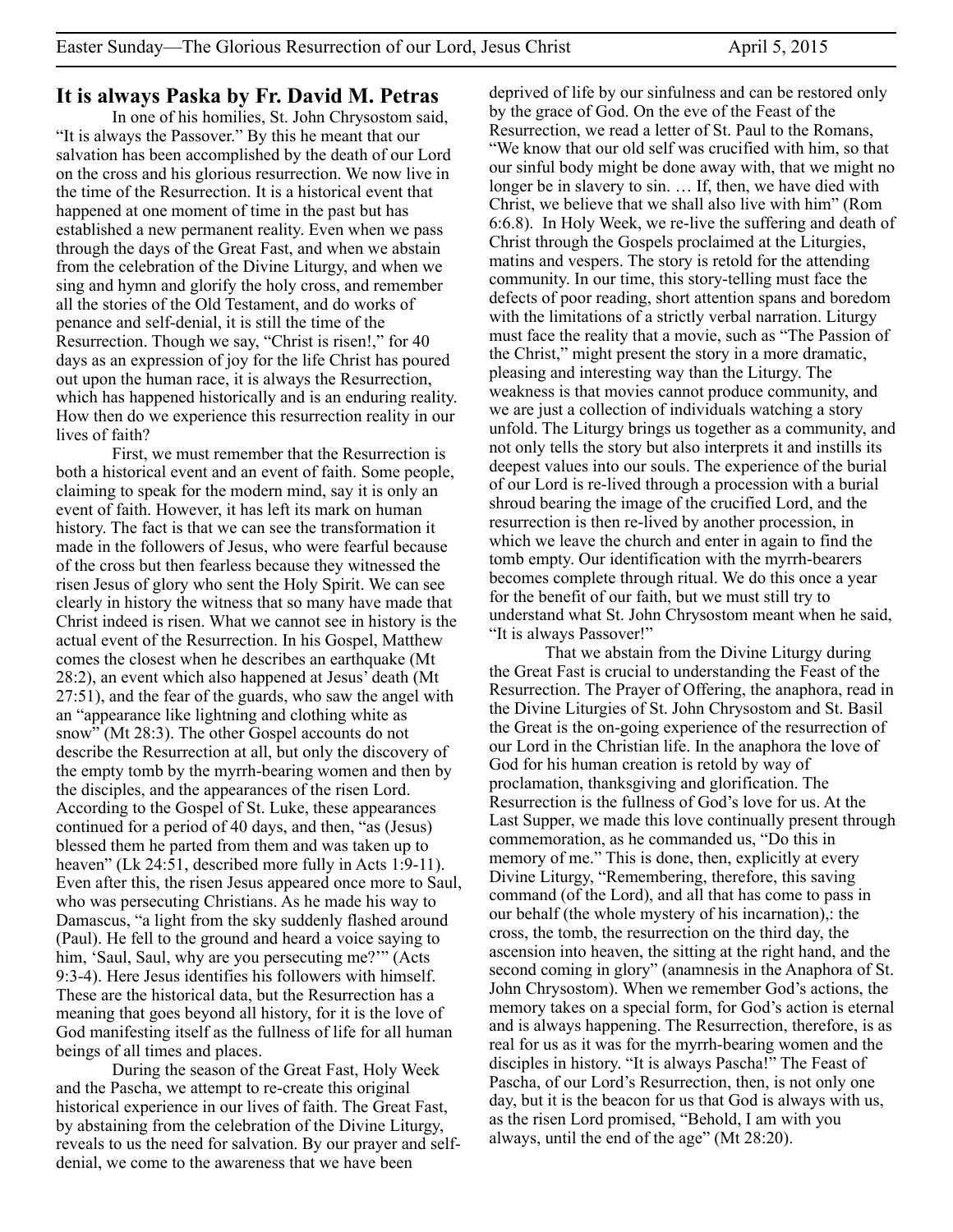## It is always Paska by Fr. David M. Petras

In one of his homilies, St. John Chrysostom said, "It is always the Passover." By this he meant that our salvation has been accomplished by the death of our Lord on the cross and his glorious resurrection. We now live in the time of the Resurrection. It is a historical event that happened at one moment of time in the past but has established a new permanent reality. Even when we pass through the days of the Great Fast, and when we abstain from the celebration of the Divine Liturgy, and when we sing and hymn and glorify the holy cross, and remember all the stories of the Old Testament, and do works of penance and self-denial, it is still the time of the Resurrection. Though we say, "Christ is risen!," for 40 days as an expression of joy for the life Christ has poured out upon the human race, it is always the Resurrection, which has happened historically and is an enduring reality. How then do we experience this resurrection reality in our lives of faith?

First, we must remember that the Resurrection is both a historical event and an event of faith. Some people, claiming to speak for the modern mind, say it is only an event of faith. However, it has left its mark on human history. The fact is that we can see the transformation it made in the followers of Jesus, who were fearful because of the cross but then fearless because they witnessed the risen Jesus of glory who sent the Holy Spirit. We can see clearly in history the witness that so many have made that Christ indeed is risen. What we cannot see in history is the actual event of the Resurrection. In his Gospel, Matthew comes the closest when he describes an earthquake (Mt 28:2), an event which also happened at Jesus' death (Mt 27:51), and the fear of the guards, who saw the angel with an "appearance like lightning and clothing white as snow" (Mt 28:3). The other Gospel accounts do not describe the Resurrection at all, but only the discovery of the empty tomb by the myrrh-bearing women and then by the disciples, and the appearances of the risen Lord. According to the Gospel of St. Luke, these appearances continued for a period of 40 days, and then, "as (Jesus) blessed them he parted from them and was taken up to heaven" (Lk 24:51, described more fully in Acts 1:9-11). Even after this, the risen Jesus appeared once more to Saul, who was persecuting Christians. As he made his way to Damascus, "a light from the sky suddenly flashed around (Paul). He fell to the ground and heard a voice saying to him, 'Saul, Saul, why are you persecuting me?'" (Acts 9:3-4). Here Jesus identifies his followers with himself. These are the historical data, but the Resurrection has a meaning that goes beyond all history, for it is the love of God manifesting itself as the fullness of life for all human beings of all times and places.

During the season of the Great Fast, Holy Week and the Pascha, we attempt to re-create this original historical experience in our lives of faith. The Great Fast, by abstaining from the celebration of the Divine Liturgy, reveals to us the need for salvation. By our prayer and self-denial, we come to the awareness that we have been deprived of life by our sinfulness and can be restored only by the grace of God. On the eve of the Feast of the Resurrection, we read a letter of St. Paul to the Romans, "We know that our old self was crucified with him, so that our sinful body might be done away with, that we might no longer be in slavery to sin. … If, then, we have died with Christ, we believe that we shall also live with him" (Rom 6:6.8). In Holy Week, we re-live the suffering and death of Christ through the Gospels proclaimed at the Liturgies, matins and vespers. The story is retold for the attending community. In our time, this story-telling must face the defects of poor reading, short attention spans and boredom with the limitations of a strictly verbal narration. Liturgy must face the reality that a movie, such as "The Passion of the Christ," might present the story in a more dramatic, pleasing and interesting way than the Liturgy. The weakness is that movies cannot produce community, and we are just a collection of individuals watching a story unfold. The Liturgy brings us together as a community, and not only tells the story but also interprets it and instills its deepest values into our souls. The experience of the burial of our Lord is re-lived through a procession with a burial shroud bearing the image of the crucified Lord, and the resurrection is then re-lived by another procession, in which we leave the church and enter in again to find the tomb empty. Our identification with the myrrh-bearers becomes complete through ritual. We do this once a year for the benefit of our faith, but we must still try to understand what St. John Chrysostom meant when he said, "It is always Passover!"

That we abstain from the Divine Liturgy during the Great Fast is crucial to understanding the Feast of the Resurrection. The Prayer of Offering, the anaphora, read in the Divine Liturgies of St. John Chrysostom and St. Basil the Great is the on-going experience of the resurrection of our Lord in the Christian life. In the anaphora the love of God for his human creation is retold by way of proclamation, thanksgiving and glorification. The Resurrection is the fullness of God's love for us. At the Last Supper, we made this love continually present through commemoration, as he commanded us, "Do this in memory of me." This is done, then, explicitly at every Divine Liturgy, "Remembering, therefore, this saving command (of the Lord), and all that has come to pass in our behalf (the whole mystery of his incarnation),: the cross, the tomb, the resurrection on the third day, the ascension into heaven, the sitting at the right hand, and the second coming in glory" (anamnesis in the Anaphora of St. John Chrysostom). When we remember God's actions, the memory takes on a special form, for God's action is eternal and is always happening. The Resurrection, therefore, is as real for us as it was for the myrrh-bearing women and the disciples in history. "It is always Pascha!" The Feast of Pascha, of our Lord's Resurrection, then, is not only one day, but it is the beacon for us that God is always with us, as the risen Lord promised, "Behold, I am with you always, until the end of the age" (Mt 28:20).